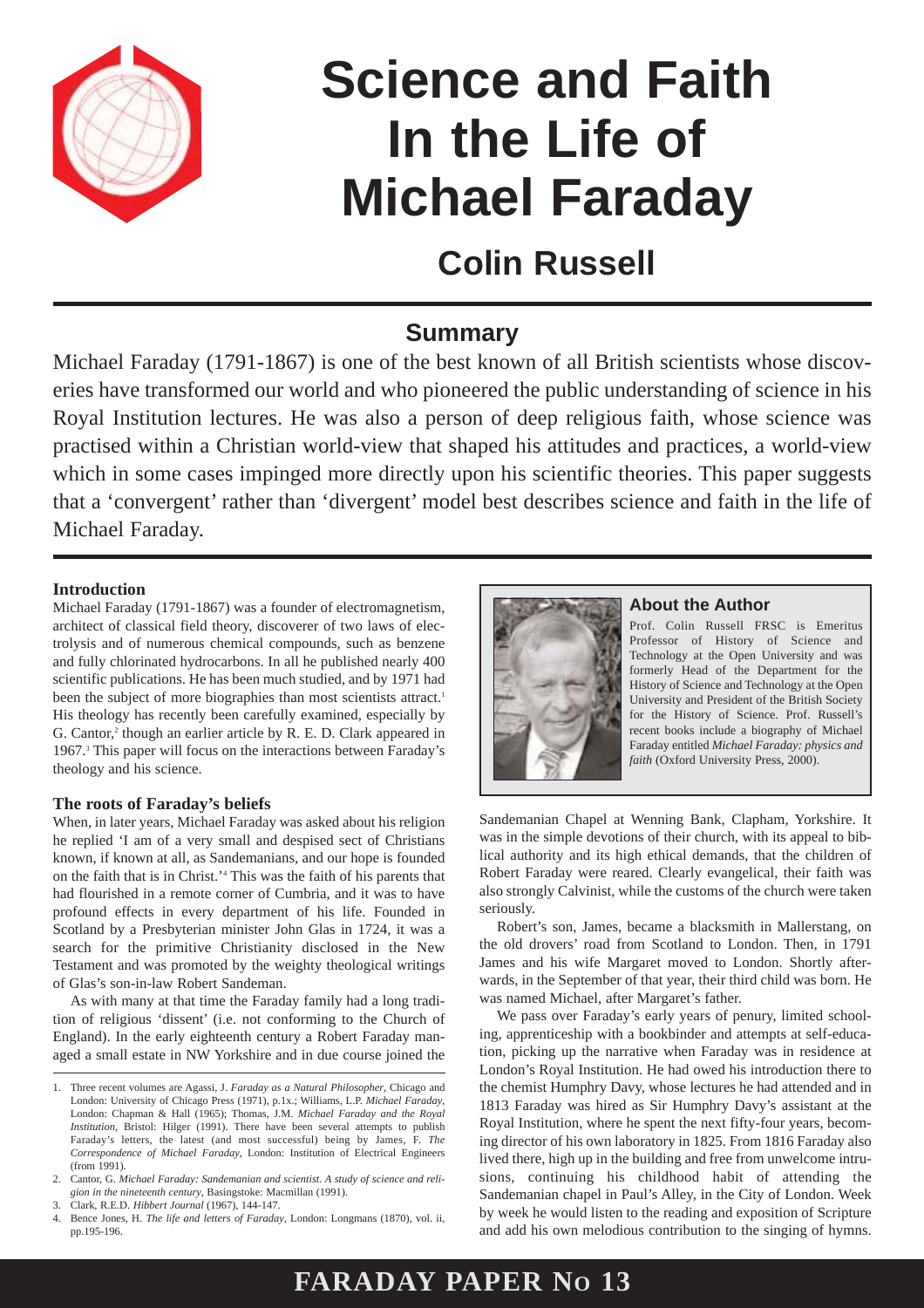# Science and Faith In the Life of Michael Faraday

## Colin Russell

### Summary

Michael Faraday (1791-1867) is one of the best known of all British scientists whose discoveries have transformed our world and who pioneered the public understanding of science in his Royal Institution lectures. He was also a person of deep religious faith, whose science was practised within a Christian world-view that shaped his attitudes and practices, a world-view which in some cases impinged more directly upon his scientific theories. This paper suggests that a 'convergent' rather than 'divergent' model best describes science and faith in the life of Michael Faraday.

### About the Author

Prof. Colin Russell FRSC is Emeritus Professor of History of Science and Technology at the Open University and was formerly Head of the Department for the History of Science and Technology at the Open University and President of the British Society for the History of Science. Prof. Russell's recent books include a biography of Michael Faraday entitled *Michael Faraday: physics and faith* (Oxford University Press, 2000).

**Introduction**

Michael Faraday (1791-1867) was a founder of electromagnetism, architect of classical field theory, discoverer of two laws of electrolysis and of numerous chemical compounds, such as benzene and fully chlorinated hydrocarbons. In all he published nearly 400 scientific publications. He has been much studied, and by 1971 had been the subject of more biographies than most scientists attract.[1] His theology has recently been carefully examined, especially by G. Cantor,[2] though an earlier article by R. E. D. Clark appeared in 1967.[3] This paper will focus on the interactions between Faraday's theology and his science.

**The roots of Faraday's beliefs**

When, in later years, Michael Faraday was asked about his religion he replied 'I am of a very small and despised sect of Christians known, if known at all, as Sandemanians, and our hope is founded on the faith that is in Christ.'[4] This was the faith of his parents that had flourished in a remote corner of Cumbria, and it was to have profound effects in every department of his life. Founded in Scotland by a Presbyterian minister John Glas in 1724, it was a search for the primitive Christianity disclosed in the New Testament and was promoted by the weighty theological writings of Glas's son-in-law Robert Sandeman.

As with many at that time the Faraday family had a long tradition of religious 'dissent' (i.e. not conforming to the Church of England). In the early eighteenth century a Robert Faraday managed a small estate in NW Yorkshire and in due course joined the Sandemanian Chapel at Wenning Bank, Clapham, Yorkshire. It was in the simple devotions of their church, with its appeal to biblical authority and its high ethical demands, that the children of Robert Faraday were reared. Clearly evangelical, their faith was also strongly Calvinist, while the customs of the church were taken seriously.

Robert's son, James, became a blacksmith in Mallerstang, on the old drovers' road from Scotland to London. Then, in 1791 James and his wife Margaret moved to London. Shortly afterwards, in the September of that year, their third child was born. He was named Michael, after Margaret's father.

We pass over Faraday's early years of penury, limited schooling, apprenticeship with a bookbinder and attempts at self-education, picking up the narrative when Faraday was in residence at London's Royal Institution. He had owed his introduction there to the chemist Humphry Davy, whose lectures he had attended and in 1813 Faraday was hired as Sir Humphry Davy's assistant at the Royal Institution, where he spent the next fifty-four years, becoming director of his own laboratory in 1825. From 1816 Faraday also lived there, high up in the building and free from unwelcome intrusions, continuing his childhood habit of attending the Sandemanian chapel in Paul's Alley, in the City of London. Week by week he would listen to the reading and exposition of Scripture and add his own melodious contribution to the singing of hymns.

---

1. Three recent volumes are Agassi, J. *Faraday as a Natural Philosopher*, Chicago and London: University of Chicago Press (1971), p.1x.; Williams, L.P. *Michael Faraday*, London: Chapman & Hall (1965); Thomas, J.M. *Michael Faraday and the Royal Institution*, Bristol: Hilger (1991). There have been several attempts to publish Faraday's letters, the latest (and most successful) being by James, F. *The Correspondence of Michael Faraday*, London: Institution of Electrical Engineers (from 1991).
2. Cantor, G. *Michael Faraday: Sandemanian and scientist. A study of science and religion in the nineteenth century*, Basingstoke: Macmillan (1991).
3. Clark, R.E.D. *Hibbert Journal* (1967), 144-147.
4. Bence Jones, H. *The life and letters of Faraday*, London: Longmans (1870), vol. ii, pp.195-196.

**FARADAY PAPER No 13**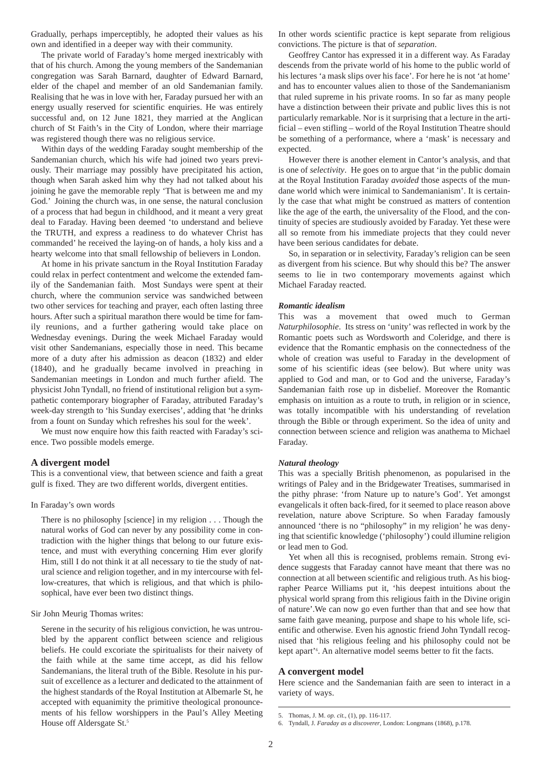Gradually, perhaps imperceptibly, he adopted their values as his own and identified in a deeper way with their community.

The private world of Faraday's home merged inextricably with that of his church. Among the young members of the Sandemanian congregation was Sarah Barnard, daughter of Edward Barnard, elder of the chapel and member of an old Sandemanian family. Realising that he was in love with her, Faraday pursued her with an energy usually reserved for scientific enquiries. He was entirely successful and, on 12 June 1821, they married at the Anglican church of St Faith's in the City of London, where their marriage was registered though there was no religious service.

Within days of the wedding Faraday sought membership of the Sandemanian church, which his wife had joined two years previously. Their marriage may possibly have precipitated his action, though when Sarah asked him why they had not talked about his joining he gave the memorable reply 'That is between me and my God.' Joining the church was, in one sense, the natural conclusion of a process that had begun in childhood, and it meant a very great deal to Faraday. Having been deemed 'to understand and believe the TRUTH, and express a readiness to do whatever Christ has commanded' he received the laying-on of hands, a holy kiss and a hearty welcome into that small fellowship of believers in London.

At home in his private sanctum in the Royal Institution Faraday could relax in perfect contentment and welcome the extended family of the Sandemanian faith. Most Sundays were spent at their church, where the communion service was sandwiched between two other services for teaching and prayer, each often lasting three hours. After such a spiritual marathon there would be time for family reunions, and a further gathering would take place on Wednesday evenings. During the week Michael Faraday would visit other Sandemanians, especially those in need. This became more of a duty after his admission as deacon (1832) and elder (1840), and he gradually became involved in preaching in Sandemanian meetings in London and much further afield. The physicist John Tyndall, no friend of institutional religion but a sympathetic contemporary biographer of Faraday, attributed Faraday's week-day strength to 'his Sunday exercises', adding that 'he drinks from a fount on Sunday which refreshes his soul for the week'.

We must now enquire how this faith reacted with Faraday's science. Two possible models emerge.

## A divergent model

This is a conventional view, that between science and faith a great gulf is fixed. They are two different worlds, divergent entities.

In Faraday's own words

> There is no philosophy [science] in my religion . . . Though the natural works of God can never by any possibility come in contradiction with the higher things that belong to our future existence, and must with everything concerning Him ever glorify Him, still I do not think it at all necessary to tie the study of natural science and religion together, and in my intercourse with fellow-creatures, that which is religious, and that which is philosophical, have ever been two distinct things.

Sir John Meurig Thomas writes:

> Serene in the security of his religious conviction, he was untroubled by the apparent conflict between science and religious beliefs. He could excoriate the spiritualists for their naivety of the faith while at the same time accept, as did his fellow Sandemanians, the literal truth of the Bible. Resolute in his pursuit of excellence as a lecturer and dedicated to the attainment of the highest standards of the Royal Institution at Albemarle St, he accepted with equanimity the primitive theological pronouncements of his fellow worshippers in the Paul's Alley Meeting House off Aldersgate St.[5]

In other words scientific practice is kept separate from religious convictions. The picture is that of *separation*.

Geoffrey Cantor has expressed it in a different way. As Faraday descends from the private world of his home to the public world of his lectures 'a mask slips over his face'. For here he is not 'at home' and has to encounter values alien to those of the Sandemanianism that ruled supreme in his private rooms. In so far as many people have a distinction between their private and public lives this is not particularly remarkable. Nor is it surprising that a lecture in the artificial – even stifling – world of the Royal Institution Theatre should be something of a performance, where a 'mask' is necessary and expected.

However there is another element in Cantor's analysis, and that is one of *selectivity*. He goes on to argue that 'in the public domain at the Royal Institution Faraday *avoided* those aspects of the mundane world which were inimical to Sandemanianism'. It is certainly the case that what might be construed as matters of contention like the age of the earth, the universality of the Flood, and the continuity of species are studiously avoided by Faraday. Yet these were all so remote from his immediate projects that they could never have been serious candidates for debate.

So, in separation or in selectivity, Faraday's religion can be seen as divergent from his science. But why should this be? The answer seems to lie in two contemporary movements against which Michael Faraday reacted.

### *Romantic idealism*

This was a movement that owed much to German *Naturphilosophie*. Its stress on 'unity' was reflected in work by the Romantic poets such as Wordsworth and Coleridge, and there is evidence that the Romantic emphasis on the connectedness of the whole of creation was useful to Faraday in the development of some of his scientific ideas (see below). But where unity was applied to God and man, or to God and the universe, Faraday's Sandemanian faith rose up in disbelief. Moreover the Romantic emphasis on intuition as a route to truth, in religion or in science, was totally incompatible with his understanding of revelation through the Bible or through experiment. So the idea of unity and connection between science and religion was anathema to Michael Faraday.

### *Natural theology*

This was a specially British phenomenon, as popularised in the writings of Paley and in the Bridgewater Treatises, summarised in the pithy phrase: 'from Nature up to nature's God'. Yet amongst evangelicals it often back-fired, for it seemed to place reason above revelation, nature above Scripture. So when Faraday famously announced 'there is no "philosophy" in my religion' he was denying that scientific knowledge ('philosophy') could illumine religion or lead men to God.

Yet when all this is recognised, problems remain. Strong evidence suggests that Faraday cannot have meant that there was no connection at all between scientific and religious truth. As his biographer Pearce Williams put it, 'his deepest intuitions about the physical world sprang from this religious faith in the Divine origin of nature'.We can now go even further than that and see how that same faith gave meaning, purpose and shape to his whole life, scientific and otherwise. Even his agnostic friend John Tyndall recognised that 'his religious feeling and his philosophy could not be kept apart'[6]. An alternative model seems better to fit the facts.

## A convergent model

Here science and the Sandemanian faith are seen to interact in a variety of ways.

---

5. Thomas, J. M. *op. cit.*, (1), pp. 116-117.
6. Tyndall, J. *Faraday as a discoverer*, London: Longmans (1868), p.178.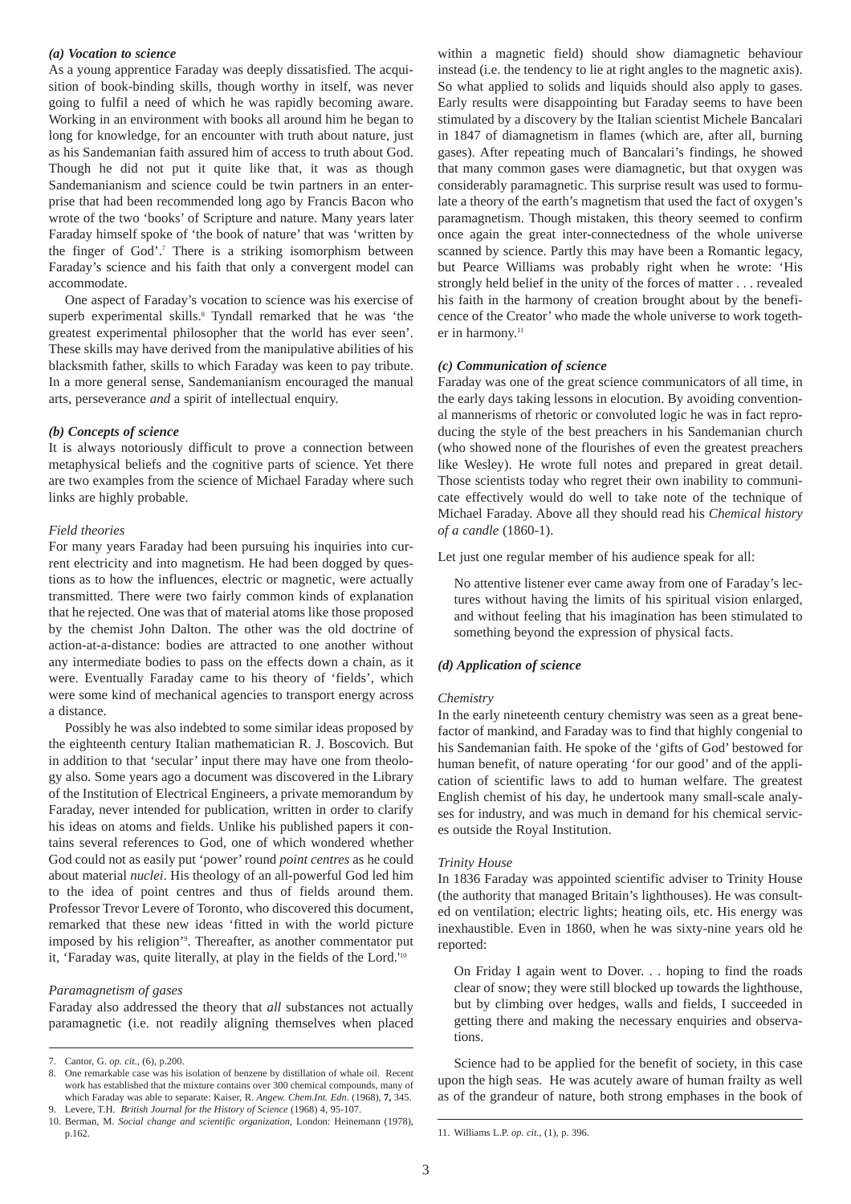### *(a) Vocation to science*

As a young apprentice Faraday was deeply dissatisfied. The acquisition of book-binding skills, though worthy in itself, was never going to fulfil a need of which he was rapidly becoming aware. Working in an environment with books all around him he began to long for knowledge, for an encounter with truth about nature, just as his Sandemanian faith assured him of access to truth about God. Though he did not put it quite like that, it was as though Sandemanianism and science could be twin partners in an enterprise that had been recommended long ago by Francis Bacon who wrote of the two 'books' of Scripture and nature. Many years later Faraday himself spoke of 'the book of nature' that was 'written by the finger of God'.[7] There is a striking isomorphism between Faraday's science and his faith that only a convergent model can accommodate.

One aspect of Faraday's vocation to science was his exercise of superb experimental skills.[8] Tyndall remarked that he was 'the greatest experimental philosopher that the world has ever seen'. These skills may have derived from the manipulative abilities of his blacksmith father, skills to which Faraday was keen to pay tribute. In a more general sense, Sandemanianism encouraged the manual arts, perseverance *and* a spirit of intellectual enquiry.

### *(b) Concepts of science*

It is always notoriously difficult to prove a connection between metaphysical beliefs and the cognitive parts of science. Yet there are two examples from the science of Michael Faraday where such links are highly probable.

#### *Field theories*

For many years Faraday had been pursuing his inquiries into current electricity and into magnetism. He had been dogged by questions as to how the influences, electric or magnetic, were actually transmitted. There were two fairly common kinds of explanation that he rejected. One was that of material atoms like those proposed by the chemist John Dalton. The other was the old doctrine of action-at-a-distance: bodies are attracted to one another without any intermediate bodies to pass on the effects down a chain, as it were. Eventually Faraday came to his theory of 'fields', which were some kind of mechanical agencies to transport energy across a distance.

Possibly he was also indebted to some similar ideas proposed by the eighteenth century Italian mathematician R. J. Boscovich. But in addition to that 'secular' input there may have one from theology also. Some years ago a document was discovered in the Library of the Institution of Electrical Engineers, a private memorandum by Faraday, never intended for publication, written in order to clarify his ideas on atoms and fields. Unlike his published papers it contains several references to God, one of which wondered whether God could not as easily put 'power' round *point centres* as he could about material *nuclei*. His theology of an all-powerful God led him to the idea of point centres and thus of fields around them. Professor Trevor Levere of Toronto, who discovered this document, remarked that these new ideas 'fitted in with the world picture imposed by his religion'[9]. Thereafter, as another commentator put it, 'Faraday was, quite literally, at play in the fields of the Lord.'[10]

#### *Paramagnetism of gases*

Faraday also addressed the theory that *all* substances not actually paramagnetic (i.e. not readily aligning themselves when placed within a magnetic field) should show diamagnetic behaviour instead (i.e. the tendency to lie at right angles to the magnetic axis). So what applied to solids and liquids should also apply to gases. Early results were disappointing but Faraday seems to have been stimulated by a discovery by the Italian scientist Michele Bancalari in 1847 of diamagnetism in flames (which are, after all, burning gases). After repeating much of Bancalari's findings, he showed that many common gases were diamagnetic, but that oxygen was considerably paramagnetic. This surprise result was used to formulate a theory of the earth's magnetism that used the fact of oxygen's paramagnetism. Though mistaken, this theory seemed to confirm once again the great inter-connectedness of the whole universe scanned by science. Partly this may have been a Romantic legacy, but Pearce Williams was probably right when he wrote: 'His strongly held belief in the unity of the forces of matter . . . revealed his faith in the harmony of creation brought about by the beneficence of the Creator' who made the whole universe to work together in harmony.[11]

### *(c) Communication of science*

Faraday was one of the great science communicators of all time, in the early days taking lessons in elocution. By avoiding conventional mannerisms of rhetoric or convoluted logic he was in fact reproducing the style of the best preachers in his Sandemanian church (who showed none of the flourishes of even the greatest preachers like Wesley). He wrote full notes and prepared in great detail. Those scientists today who regret their own inability to communicate effectively would do well to take note of the technique of Michael Faraday. Above all they should read his *Chemical history of a candle* (1860-1).

Let just one regular member of his audience speak for all:

> No attentive listener ever came away from one of Faraday's lectures without having the limits of his spiritual vision enlarged, and without feeling that his imagination has been stimulated to something beyond the expression of physical facts.

### *(d) Application of science*

#### *Chemistry*

In the early nineteenth century chemistry was seen as a great benefactor of mankind, and Faraday was to find that highly congenial to his Sandemanian faith. He spoke of the 'gifts of God' bestowed for human benefit, of nature operating 'for our good' and of the application of scientific laws to add to human welfare. The greatest English chemist of his day, he undertook many small-scale analyses for industry, and was much in demand for his chemical services outside the Royal Institution.

#### *Trinity House*

In 1836 Faraday was appointed scientific adviser to Trinity House (the authority that managed Britain's lighthouses). He was consulted on ventilation; electric lights; heating oils, etc. His energy was inexhaustible. Even in 1860, when he was sixty-nine years old he reported:

> On Friday I again went to Dover. . . hoping to find the roads clear of snow; they were still blocked up towards the lighthouse, but by climbing over hedges, walls and fields, I succeeded in getting there and making the necessary enquiries and observations.

Science had to be applied for the benefit of society, in this case upon the high seas. He was acutely aware of human frailty as well as of the grandeur of nature, both strong emphases in the book of

---

7. Cantor, G. *op. cit.*, (6), p.200.
8. One remarkable case was his isolation of benzene by distillation of whale oil. Recent work has established that the mixture contains over 300 chemical compounds, many of which Faraday was able to separate: Kaiser, R. *Angew. Chem.Int. Edn*. (1968), **7,** 345.
9. Levere, T.H. *British Journal for the History of Science* (1968) 4, 95-107.
10. Berman, M. *Social change and scientific organization*, London: Heinemann (1978), p.162.
11. Williams L.P. *op. cit.*, (1), p. 396.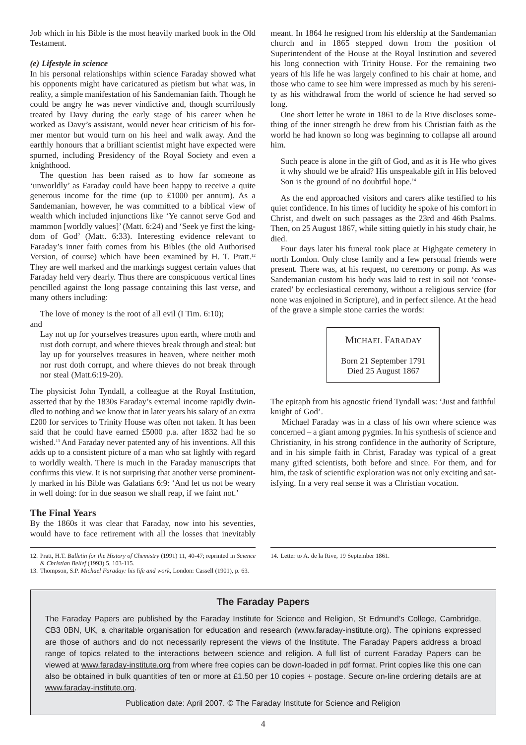Job which in his Bible is the most heavily marked book in the Old Testament.

### *(e) Lifestyle in science*

In his personal relationships within science Faraday showed what his opponents might have caricatured as pietism but what was, in reality, a simple manifestation of his Sandemanian faith. Though he could be angry he was never vindictive and, though scurrilously treated by Davy during the early stage of his career when he worked as Davy's assistant, would never hear criticism of his former mentor but would turn on his heel and walk away. And the earthly honours that a brilliant scientist might have expected were spurned, including Presidency of the Royal Society and even a knighthood.

The question has been raised as to how far someone as 'unworldly' as Faraday could have been happy to receive a quite generous income for the time (up to £1000 per annum). As a Sandemanian, however, he was committed to a biblical view of wealth which included injunctions like 'Ye cannot serve God and mammon [worldly values]' (Matt. 6:24) and 'Seek ye first the kingdom of God' (Matt. 6:33). Interesting evidence relevant to Faraday's inner faith comes from his Bibles (the old Authorised Version, of course) which have been examined by H. T. Pratt.[12] They are well marked and the markings suggest certain values that Faraday held very dearly. Thus there are conspicuous vertical lines pencilled against the long passage containing this last verse, and many others including:

> The love of money is the root of all evil (I Tim. 6:10);

and

> Lay not up for yourselves treasures upon earth, where moth and rust doth corrupt, and where thieves break through and steal: but lay up for yourselves treasures in heaven, where neither moth nor rust doth corrupt, and where thieves do not break through nor steal (Matt.6:19-20).

The physicist John Tyndall, a colleague at the Royal Institution, asserted that by the 1830s Faraday's external income rapidly dwindled to nothing and we know that in later years his salary of an extra £200 for services to Trinity House was often not taken. It has been said that he could have earned £5000 p.a. after 1832 had he so wished.[13] And Faraday never patented any of his inventions. All this adds up to a consistent picture of a man who sat lightly with regard to worldly wealth. There is much in the Faraday manuscripts that confirms this view. It is not surprising that another verse prominently marked in his Bible was Galatians 6:9: 'And let us not be weary in well doing: for in due season we shall reap, if we faint not.'

## The Final Years

By the 1860s it was clear that Faraday, now into his seventies, would have to face retirement with all the losses that inevitably meant. In 1864 he resigned from his eldership at the Sandemanian church and in 1865 stepped down from the position of Superintendent of the House at the Royal Institution and severed his long connection with Trinity House. For the remaining two years of his life he was largely confined to his chair at home, and those who came to see him were impressed as much by his serenity as his withdrawal from the world of science he had served so long.

One short letter he wrote in 1861 to de la Rive discloses something of the inner strength he drew from his Christian faith as the world he had known so long was beginning to collapse all around him.

> Such peace is alone in the gift of God, and as it is He who gives it why should we be afraid? His unspeakable gift in His beloved Son is the ground of no doubtful hope.[14]

As the end approached visitors and carers alike testified to his quiet confidence. In his times of lucidity he spoke of his comfort in Christ, and dwelt on such passages as the 23rd and 46th Psalms. Then, on 25 August 1867, while sitting quietly in his study chair, he died.

Four days later his funeral took place at Highgate cemetery in north London. Only close family and a few personal friends were present. There was, at his request, no ceremony or pomp. As was Sandemanian custom his body was laid to rest in soil not 'consecrated' by ecclesiastical ceremony, without a religious service (for none was enjoined in Scripture), and in perfect silence. At the head of the grave a simple stone carries the words:

> MICHAEL FARADAY
>
> Born 21 September 1791
> Died 25 August 1867

The epitaph from his agnostic friend Tyndall was: 'Just and faithful knight of God'.

Michael Faraday was in a class of his own where science was concerned – a giant among pygmies. In his synthesis of science and Christianity, in his strong confidence in the authority of Scripture, and in his simple faith in Christ, Faraday was typical of a great many gifted scientists, both before and since. For them, and for him, the task of scientific exploration was not only exciting and satisfying. In a very real sense it was a Christian vocation.

---

12. Pratt, H.T. *Bulletin for the History of Chemistry* (1991) 11, 40-47; reprinted in *Science & Christian Belief* (1993) 5, 103-115.
13. Thompson, S.P. *Michael Faraday: his life and work*, London: Cassell (1901), p. 63.
14. Letter to A. de la Rive, 19 September 1861.

---

### The Faraday Papers

The Faraday Papers are published by the Faraday Institute for Science and Religion, St Edmund's College, Cambridge, CB3 0BN, UK, a charitable organisation for education and research (www.faraday-institute.org). The opinions expressed are those of authors and do not necessarily represent the views of the Institute. The Faraday Papers address a broad range of topics related to the interactions between science and religion. A full list of current Faraday Papers can be viewed at www.faraday-institute.org from where free copies can be down-loaded in pdf format. Print copies like this one can also be obtained in bulk quantities of ten or more at £1.50 per 10 copies + postage. Secure on-line ordering details are at www.faraday-institute.org.

Publication date: April 2007. © The Faraday Institute for Science and Religion